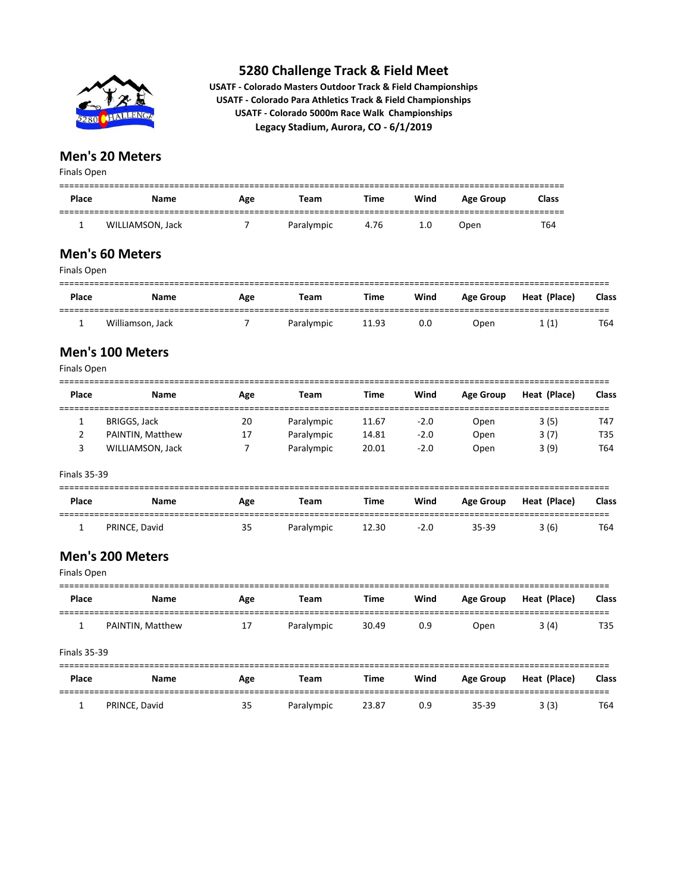# 5280 Challenge Track & Field Meet

**USATF - Colorado Masters Outdoor Track & Field Championships**
**USATF - Colorado Para Athletics Track & Field Championships**
**USATF - Colorado 5000m Race Walk Championships**
**Legacy Stadium, Aurora, CO - 6/1/2019**

## Men's 20 Meters

Finals Open

| Place | Name | Age | Team | Time | Wind | Age Group | Class |
|---|---|---|---|---|---|---|---|
| 1 | WILLIAMSON, Jack | 7 | Paralympic | 4.76 | 1.0 | Open | T64 |

## Men's 60 Meters

Finals Open

| Place | Name | Age | Team | Time | Wind | Age Group | Heat (Place) | Class |
|---|---|---|---|---|---|---|---|---|
| 1 | Williamson, Jack | 7 | Paralympic | 11.93 | 0.0 | Open | 1 (1) | T64 |

## Men's 100 Meters

Finals Open

| Place | Name | Age | Team | Time | Wind | Age Group | Heat (Place) | Class |
|---|---|---|---|---|---|---|---|---|
| 1 | BRIGGS, Jack | 20 | Paralympic | 11.67 | -2.0 | Open | 3 (5) | T47 |
| 2 | PAINTIN, Matthew | 17 | Paralympic | 14.81 | -2.0 | Open | 3 (7) | T35 |
| 3 | WILLIAMSON, Jack | 7 | Paralympic | 20.01 | -2.0 | Open | 3 (9) | T64 |

Finals 35-39

| Place | Name | Age | Team | Time | Wind | Age Group | Heat (Place) | Class |
|---|---|---|---|---|---|---|---|---|
| 1 | PRINCE, David | 35 | Paralympic | 12.30 | -2.0 | 35-39 | 3 (6) | T64 |

## Men's 200 Meters

Finals Open

| Place | Name | Age | Team | Time | Wind | Age Group | Heat (Place) | Class |
|---|---|---|---|---|---|---|---|---|
| 1 | PAINTIN, Matthew | 17 | Paralympic | 30.49 | 0.9 | Open | 3 (4) | T35 |

Finals 35-39

| Place | Name | Age | Team | Time | Wind | Age Group | Heat (Place) | Class |
|---|---|---|---|---|---|---|---|---|
| 1 | PRINCE, David | 35 | Paralympic | 23.87 | 0.9 | 35-39 | 3 (3) | T64 |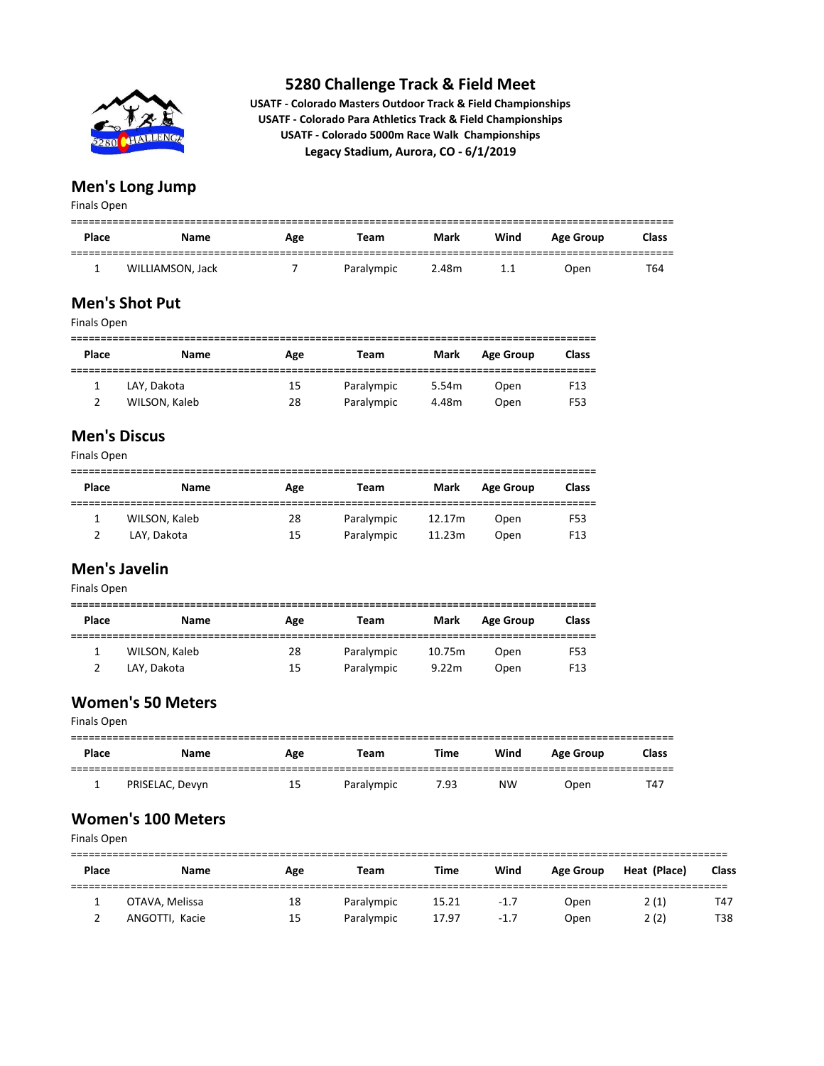# 5280 Challenge Track & Field Meet

**USATF - Colorado Masters Outdoor Track & Field Championships**
**USATF - Colorado Para Athletics Track & Field Championships**
**USATF - Colorado 5000m Race Walk Championships**
**Legacy Stadium, Aurora, CO - 6/1/2019**

## Men's Long Jump

Finals Open

| Place | Name | Age | Team | Mark | Wind | Age Group | Class |
|---|---|---|---|---|---|---|---|
| 1 | WILLIAMSON, Jack | 7 | Paralympic | 2.48m | 1.1 | Open | T64 |

## Men's Shot Put

Finals Open

| Place | Name | Age | Team | Mark | Age Group | Class |
|---|---|---|---|---|---|---|
| 1 | LAY, Dakota | 15 | Paralympic | 5.54m | Open | F13 |
| 2 | WILSON, Kaleb | 28 | Paralympic | 4.48m | Open | F53 |

## Men's Discus

Finals Open

| Place | Name | Age | Team | Mark | Age Group | Class |
|---|---|---|---|---|---|---|
| 1 | WILSON, Kaleb | 28 | Paralympic | 12.17m | Open | F53 |
| 2 | LAY, Dakota | 15 | Paralympic | 11.23m | Open | F13 |

## Men's Javelin

Finals Open

| Place | Name | Age | Team | Mark | Age Group | Class |
|---|---|---|---|---|---|---|
| 1 | WILSON, Kaleb | 28 | Paralympic | 10.75m | Open | F53 |
| 2 | LAY, Dakota | 15 | Paralympic | 9.22m | Open | F13 |

## Women's 50 Meters

Finals Open

| Place | Name | Age | Team | Time | Wind | Age Group | Class |
|---|---|---|---|---|---|---|---|
| 1 | PRISELAC, Devyn | 15 | Paralympic | 7.93 | NW | Open | T47 |

## Women's 100 Meters

Finals Open

| Place | Name | Age | Team | Time | Wind | Age Group | Heat (Place) | Class |
|---|---|---|---|---|---|---|---|---|
| 1 | OTAVA, Melissa | 18 | Paralympic | 15.21 | -1.7 | Open | 2 (1) | T47 |
| 2 | ANGOTTI, Kacie | 15 | Paralympic | 17.97 | -1.7 | Open | 2 (2) | T38 |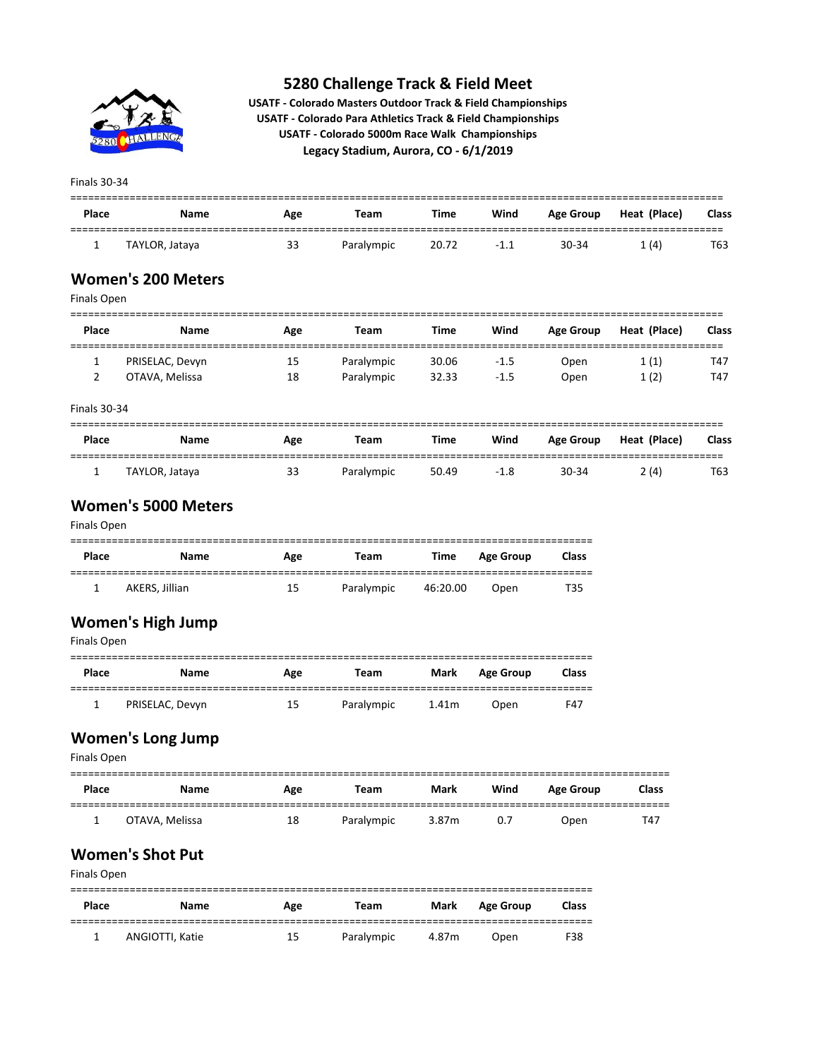# 5280 Challenge Track & Field Meet

**USATF - Colorado Masters Outdoor Track & Field Championships**
**USATF - Colorado Para Athletics Track & Field Championships**
**USATF - Colorado 5000m Race Walk Championships**
**Legacy Stadium, Aurora, CO - 6/1/2019**

Finals 30-34

| Place | Name | Age | Team | Time | Wind | Age Group | Heat (Place) | Class |
|---|---|---|---|---|---|---|---|---|
| 1 | TAYLOR, Jataya | 33 | Paralympic | 20.72 | -1.1 | 30-34 | 1 (4) | T63 |

## Women's 200 Meters

Finals Open

| Place | Name | Age | Team | Time | Wind | Age Group | Heat (Place) | Class |
|---|---|---|---|---|---|---|---|---|
| 1 | PRISELAC, Devyn | 15 | Paralympic | 30.06 | -1.5 | Open | 1 (1) | T47 |
| 2 | OTAVA, Melissa | 18 | Paralympic | 32.33 | -1.5 | Open | 1 (2) | T47 |

Finals 30-34

| Place | Name | Age | Team | Time | Wind | Age Group | Heat (Place) | Class |
|---|---|---|---|---|---|---|---|---|
| 1 | TAYLOR, Jataya | 33 | Paralympic | 50.49 | -1.8 | 30-34 | 2 (4) | T63 |

## Women's 5000 Meters

Finals Open

| Place | Name | Age | Team | Time | Age Group | Class |
|---|---|---|---|---|---|---|
| 1 | AKERS, Jillian | 15 | Paralympic | 46:20.00 | Open | T35 |

## Women's High Jump

Finals Open

| Place | Name | Age | Team | Mark | Age Group | Class |
|---|---|---|---|---|---|---|
| 1 | PRISELAC, Devyn | 15 | Paralympic | 1.41m | Open | F47 |

## Women's Long Jump

Finals Open

| Place | Name | Age | Team | Mark | Wind | Age Group | Class |
|---|---|---|---|---|---|---|---|
| 1 | OTAVA, Melissa | 18 | Paralympic | 3.87m | 0.7 | Open | T47 |

## Women's Shot Put

Finals Open

| Place | Name | Age | Team | Mark | Age Group | Class |
|---|---|---|---|---|---|---|
| 1 | ANGIOTTI, Katie | 15 | Paralympic | 4.87m | Open | F38 |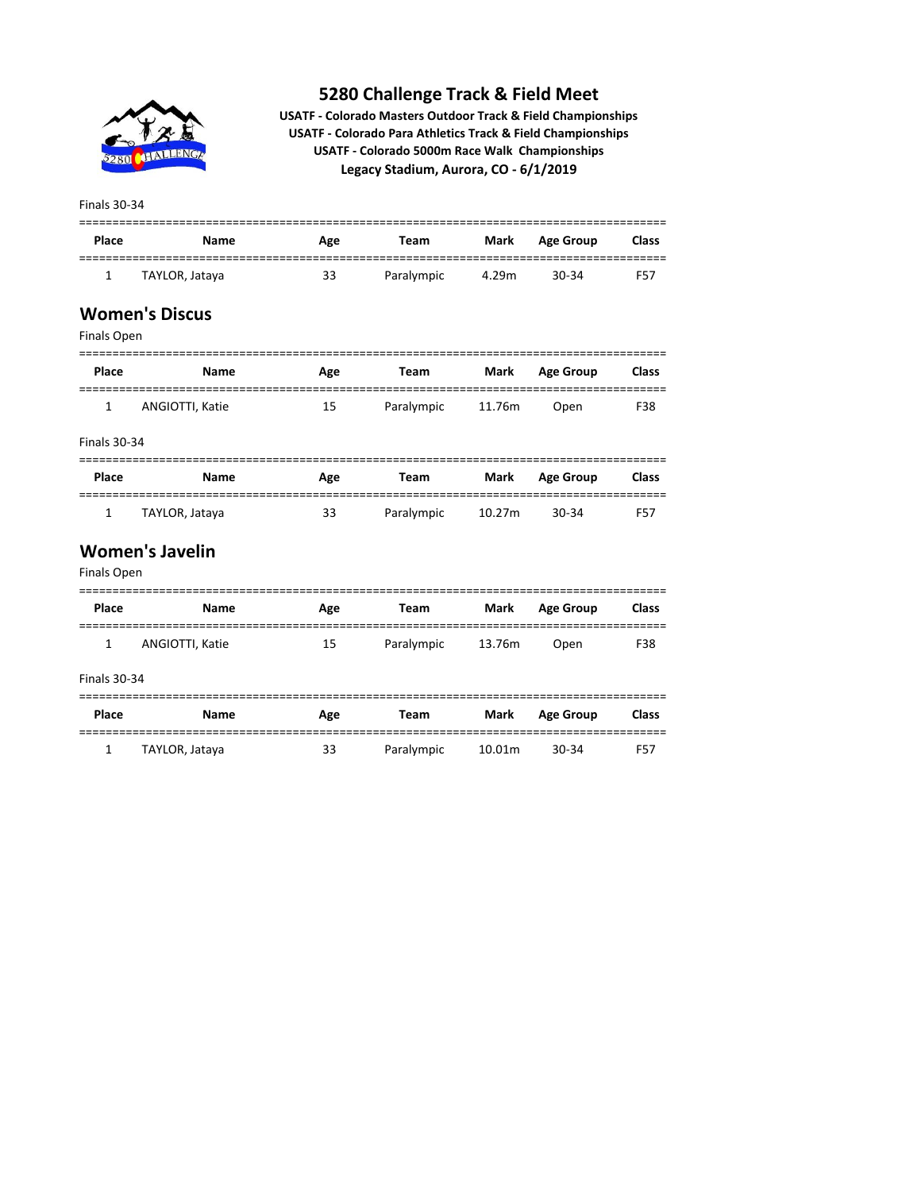# 5280 Challenge Track & Field Meet

**USATF - Colorado Masters Outdoor Track & Field Championships**
**USATF - Colorado Para Athletics Track & Field Championships**
**USATF - Colorado 5000m Race Walk Championships**
**Legacy Stadium, Aurora, CO - 6/1/2019**

Finals 30-34

| Place | Name | Age | Team | Mark | Age Group | Class |
|---|---|---|---|---|---|---|
| 1 | TAYLOR, Jataya | 33 | Paralympic | 4.29m | 30-34 | F57 |

## Women's Discus

Finals Open

| Place | Name | Age | Team | Mark | Age Group | Class |
|---|---|---|---|---|---|---|
| 1 | ANGIOTTI, Katie | 15 | Paralympic | 11.76m | Open | F38 |

Finals 30-34

| Place | Name | Age | Team | Mark | Age Group | Class |
|---|---|---|---|---|---|---|
| 1 | TAYLOR, Jataya | 33 | Paralympic | 10.27m | 30-34 | F57 |

## Women's Javelin

Finals Open

| Place | Name | Age | Team | Mark | Age Group | Class |
|---|---|---|---|---|---|---|
| 1 | ANGIOTTI, Katie | 15 | Paralympic | 13.76m | Open | F38 |

Finals 30-34

| Place | Name | Age | Team | Mark | Age Group | Class |
|---|---|---|---|---|---|---|
| 1 | TAYLOR, Jataya | 33 | Paralympic | 10.01m | 30-34 | F57 |